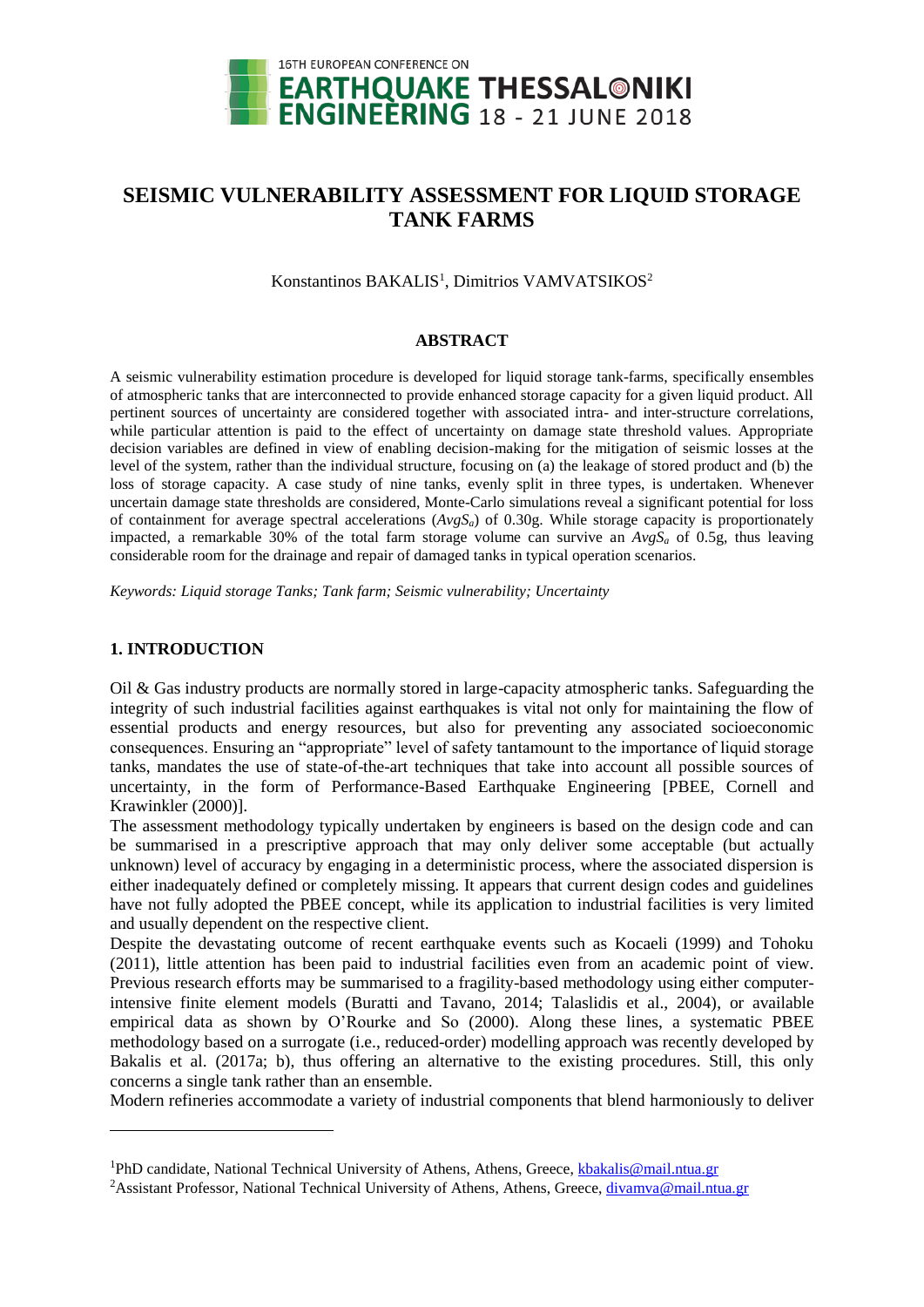# SEISMIC VULNERABILITY ASSESSMENT FOR LIQUID STORAGE TANK FARMS

Konstantinos BAKALIS[1], Dimitrios VAMVATSIKOS[2]

## ABSTRACT

A seismic vulnerability estimation procedure is developed for liquid storage tank-farms, specifically ensembles of atmospheric tanks that are interconnected to provide enhanced storage capacity for a given liquid product. All pertinent sources of uncertainty are considered together with associated intra- and inter-structure correlations, while particular attention is paid to the effect of uncertainty on damage state threshold values. Appropriate decision variables are defined in view of enabling decision-making for the mitigation of seismic losses at the level of the system, rather than the individual structure, focusing on (a) the leakage of stored product and (b) the loss of storage capacity. A case study of nine tanks, evenly split in three types, is undertaken. Whenever uncertain damage state thresholds are considered, Monte-Carlo simulations reveal a significant potential for loss of containment for average spectral accelerations ($AvgS_a$) of 0.30g. While storage capacity is proportionately impacted, a remarkable 30% of the total farm storage volume can survive an $AvgS_a$ of 0.5g, thus leaving considerable room for the drainage and repair of damaged tanks in typical operation scenarios.

*Keywords: Liquid storage Tanks; Tank farm; Seismic vulnerability; Uncertainty*

## 1. INTRODUCTION

Oil & Gas industry products are normally stored in large-capacity atmospheric tanks. Safeguarding the integrity of such industrial facilities against earthquakes is vital not only for maintaining the flow of essential products and energy resources, but also for preventing any associated socioeconomic consequences. Ensuring an "appropriate" level of safety tantamount to the importance of liquid storage tanks, mandates the use of state-of-the-art techniques that take into account all possible sources of uncertainty, in the form of Performance-Based Earthquake Engineering [PBEE, Cornell and Krawinkler (2000)].

The assessment methodology typically undertaken by engineers is based on the design code and can be summarised in a prescriptive approach that may only deliver some acceptable (but actually unknown) level of accuracy by engaging in a deterministic process, where the associated dispersion is either inadequately defined or completely missing. It appears that current design codes and guidelines have not fully adopted the PBEE concept, while its application to industrial facilities is very limited and usually dependent on the respective client.

Despite the devastating outcome of recent earthquake events such as Kocaeli (1999) and Tohoku (2011), little attention has been paid to industrial facilities even from an academic point of view. Previous research efforts may be summarised to a fragility-based methodology using either computer-intensive finite element models (Buratti and Tavano, 2014; Talaslidis et al., 2004), or available empirical data as shown by O'Rourke and So (2000). Along these lines, a systematic PBEE methodology based on a surrogate (i.e., reduced-order) modelling approach was recently developed by Bakalis et al. (2017a; b), thus offering an alternative to the existing procedures. Still, this only concerns a single tank rather than an ensemble.

Modern refineries accommodate a variety of industrial components that blend harmoniously to deliver

---

[1]PhD candidate, National Technical University of Athens, Athens, Greece, kbakalis@mail.ntua.gr

[2]Assistant Professor, National Technical University of Athens, Athens, Greece, divamva@mail.ntua.gr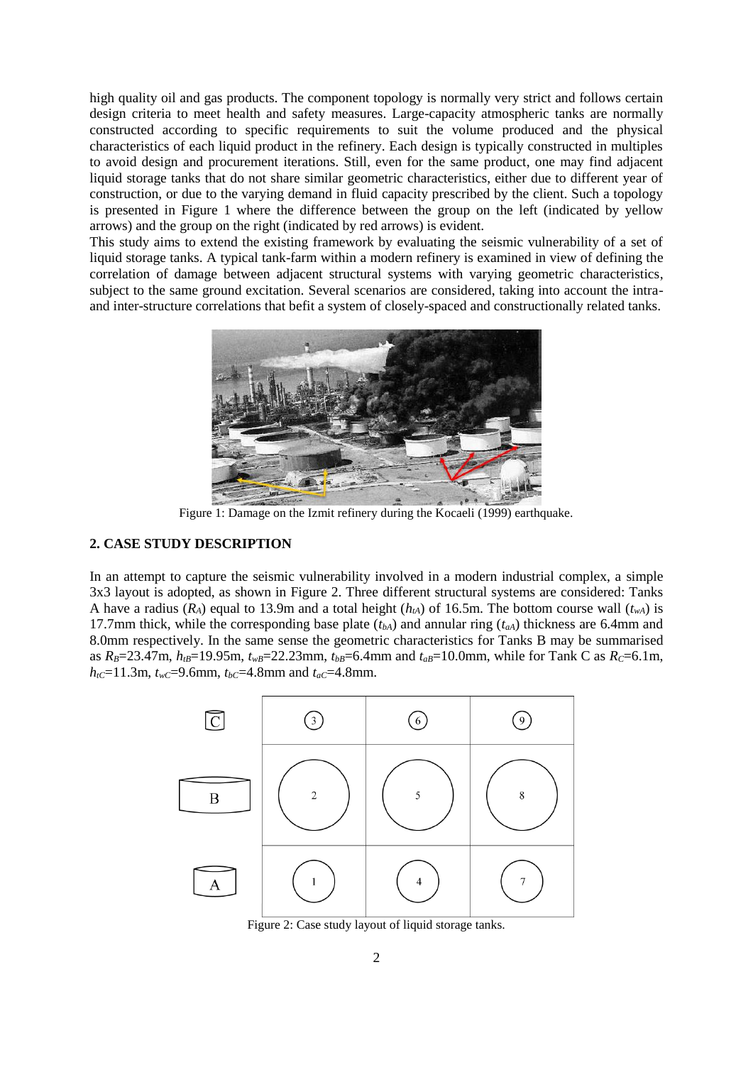high quality oil and gas products. The component topology is normally very strict and follows certain design criteria to meet health and safety measures. Large-capacity atmospheric tanks are normally constructed according to specific requirements to suit the volume produced and the physical characteristics of each liquid product in the refinery. Each design is typically constructed in multiples to avoid design and procurement iterations. Still, even for the same product, one may find adjacent liquid storage tanks that do not share similar geometric characteristics, either due to different year of construction, or due to the varying demand in fluid capacity prescribed by the client. Such a topology is presented in Figure 1 where the difference between the group on the left (indicated by yellow arrows) and the group on the right (indicated by red arrows) is evident.

This study aims to extend the existing framework by evaluating the seismic vulnerability of a set of liquid storage tanks. A typical tank-farm within a modern refinery is examined in view of defining the correlation of damage between adjacent structural systems with varying geometric characteristics, subject to the same ground excitation. Several scenarios are considered, taking into account the intra- and inter-structure correlations that befit a system of closely-spaced and constructionally related tanks.

Figure 1: Damage on the Izmit refinery during the Kocaeli (1999) earthquake.

## 2. CASE STUDY DESCRIPTION

In an attempt to capture the seismic vulnerability involved in a modern industrial complex, a simple 3x3 layout is adopted, as shown in Figure 2. Three different structural systems are considered: Tanks A have a radius ($R_A$) equal to 13.9m and a total height ($h_{tA}$) of 16.5m. The bottom course wall ($t_{wA}$) is 17.7mm thick, while the corresponding base plate ($t_{bA}$) and annular ring ($t_{aA}$) thickness are 6.4mm and 8.0mm respectively. In the same sense the geometric characteristics for Tanks B may be summarised as $R_B$=23.47m, $h_{tB}$=19.95m, $t_{wB}$=22.23mm, $t_{bB}$=6.4mm and $t_{aB}$=10.0mm, while for Tank C as $R_C$=6.1m, $h_{tC}$=11.3m, $t_{wC}$=9.6mm, $t_{bC}$=4.8mm and $t_{aC}$=4.8mm.

Figure 2: Case study layout of liquid storage tanks.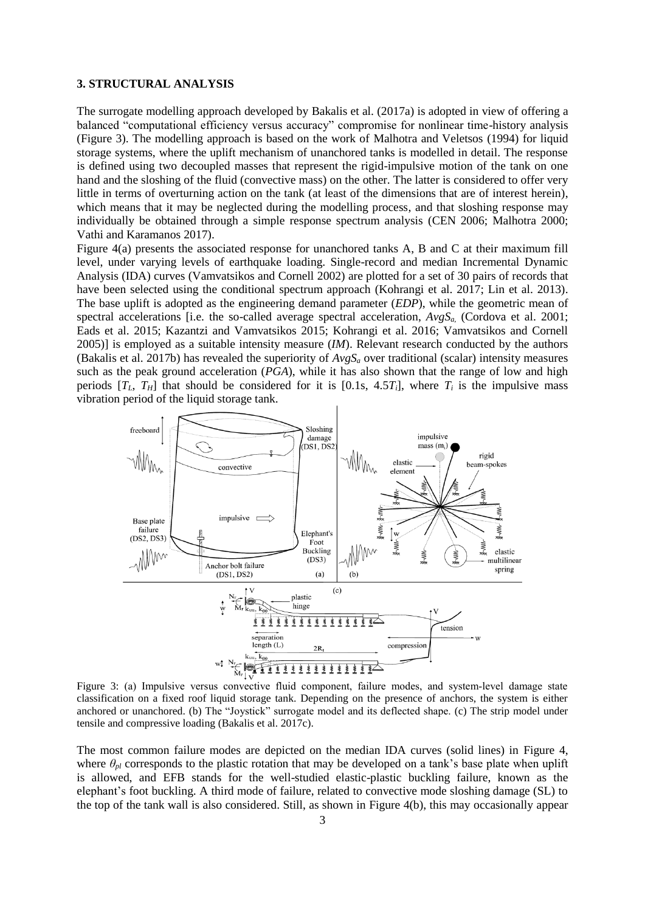## 3. STRUCTURAL ANALYSIS

The surrogate modelling approach developed by Bakalis et al. (2017a) is adopted in view of offering a balanced "computational efficiency versus accuracy" compromise for nonlinear time-history analysis (Figure 3). The modelling approach is based on the work of Malhotra and Veletsos (1994) for liquid storage systems, where the uplift mechanism of unanchored tanks is modelled in detail. The response is defined using two decoupled masses that represent the rigid-impulsive motion of the tank on one hand and the sloshing of the fluid (convective mass) on the other. The latter is considered to offer very little in terms of overturning action on the tank (at least of the dimensions that are of interest herein), which means that it may be neglected during the modelling process, and that sloshing response may individually be obtained through a simple response spectrum analysis (CEN 2006; Malhotra 2000; Vathi and Karamanos 2017).

Figure 4(a) presents the associated response for unanchored tanks A, B and C at their maximum fill level, under varying levels of earthquake loading. Single-record and median Incremental Dynamic Analysis (IDA) curves (Vamvatsikos and Cornell 2002) are plotted for a set of 30 pairs of records that have been selected using the conditional spectrum approach (Kohrangi et al. 2017; Lin et al. 2013). The base uplift is adopted as the engineering demand parameter (*EDP*), while the geometric mean of spectral accelerations [i.e. the so-called average spectral acceleration, $AvgS_a$, (Cordova et al. 2001; Eads et al. 2015; Kazantzi and Vamvatsikos 2015; Kohrangi et al. 2016; Vamvatsikos and Cornell 2005)] is employed as a suitable intensity measure (*IM*). Relevant research conducted by the authors (Bakalis et al. 2017b) has revealed the superiority of $AvgS_a$ over traditional (scalar) intensity measures such as the peak ground acceleration (*PGA*), while it has also shown that the range of low and high periods $[T_L, T_H]$ that should be considered for it is $[0.1\text{s}, 4.5T_i]$, where $T_i$ is the impulsive mass vibration period of the liquid storage tank.

Figure 3: (a) Impulsive versus convective fluid component, failure modes, and system-level damage state classification on a fixed roof liquid storage tank. Depending on the presence of anchors, the system is either anchored or unanchored. (b) The "Joystick" surrogate model and its deflected shape. (c) The strip model under tensile and compressive loading (Bakalis et al. 2017c).

The most common failure modes are depicted on the median IDA curves (solid lines) in Figure 4, where $\theta_{pl}$ corresponds to the plastic rotation that may be developed on a tank's base plate when uplift is allowed, and EFB stands for the well-studied elastic-plastic buckling failure, known as the elephant's foot buckling. A third mode of failure, related to convective mode sloshing damage (SL) to the top of the tank wall is also considered. Still, as shown in Figure 4(b), this may occasionally appear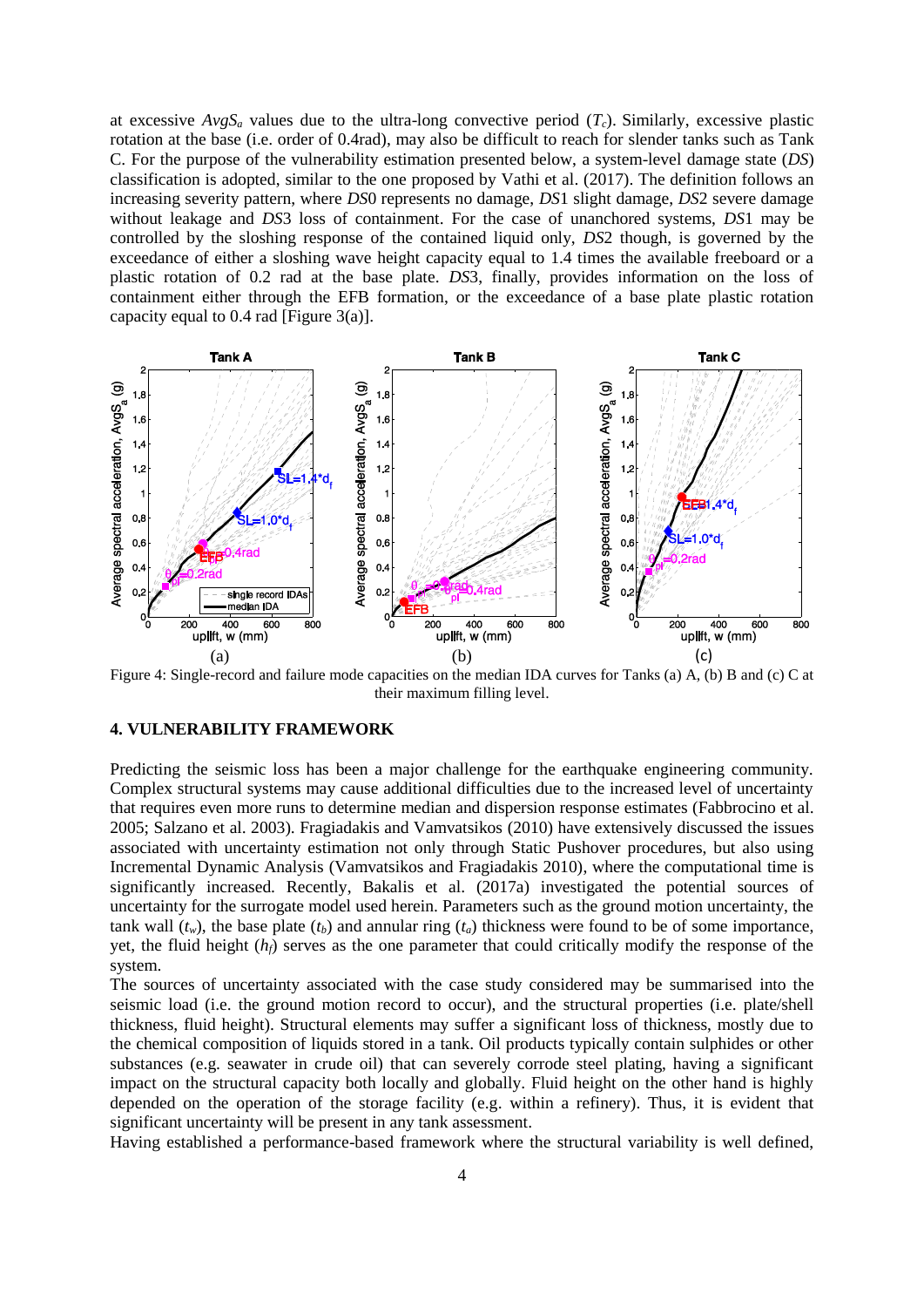at excessive $AvgS_a$ values due to the ultra-long convective period ($T_c$). Similarly, excessive plastic rotation at the base (i.e. order of 0.4rad), may also be difficult to reach for slender tanks such as Tank C. For the purpose of the vulnerability estimation presented below, a system-level damage state (*DS*) classification is adopted, similar to the one proposed by Vathi et al. (2017). The definition follows an increasing severity pattern, where *DS*0 represents no damage, *DS*1 slight damage, *DS*2 severe damage without leakage and *DS*3 loss of containment. For the case of unanchored systems, *DS*1 may be controlled by the sloshing response of the contained liquid only, *DS*2 though, is governed by the exceedance of either a sloshing wave height capacity equal to 1.4 times the available freeboard or a plastic rotation of 0.2 rad at the base plate. *DS*3, finally, provides information on the loss of containment either through the EFB formation, or the exceedance of a base plate plastic rotation capacity equal to 0.4 rad [Figure 3(a)].

Figure 4: Single-record and failure mode capacities on the median IDA curves for Tanks (a) A, (b) B and (c) C at their maximum filling level.

## 4. VULNERABILITY FRAMEWORK

Predicting the seismic loss has been a major challenge for the earthquake engineering community. Complex structural systems may cause additional difficulties due to the increased level of uncertainty that requires even more runs to determine median and dispersion response estimates (Fabbrocino et al. 2005; Salzano et al. 2003). Fragiadakis and Vamvatsikos (2010) have extensively discussed the issues associated with uncertainty estimation not only through Static Pushover procedures, but also using Incremental Dynamic Analysis (Vamvatsikos and Fragiadakis 2010), where the computational time is significantly increased. Recently, Bakalis et al. (2017a) investigated the potential sources of uncertainty for the surrogate model used herein. Parameters such as the ground motion uncertainty, the tank wall ($t_w$), the base plate ($t_b$) and annular ring ($t_a$) thickness were found to be of some importance, yet, the fluid height ($h_f$) serves as the one parameter that could critically modify the response of the system.

The sources of uncertainty associated with the case study considered may be summarised into the seismic load (i.e. the ground motion record to occur), and the structural properties (i.e. plate/shell thickness, fluid height). Structural elements may suffer a significant loss of thickness, mostly due to the chemical composition of liquids stored in a tank. Oil products typically contain sulphides or other substances (e.g. seawater in crude oil) that can severely corrode steel plating, having a significant impact on the structural capacity both locally and globally. Fluid height on the other hand is highly depended on the operation of the storage facility (e.g. within a refinery). Thus, it is evident that significant uncertainty will be present in any tank assessment.

Having established a performance-based framework where the structural variability is well defined,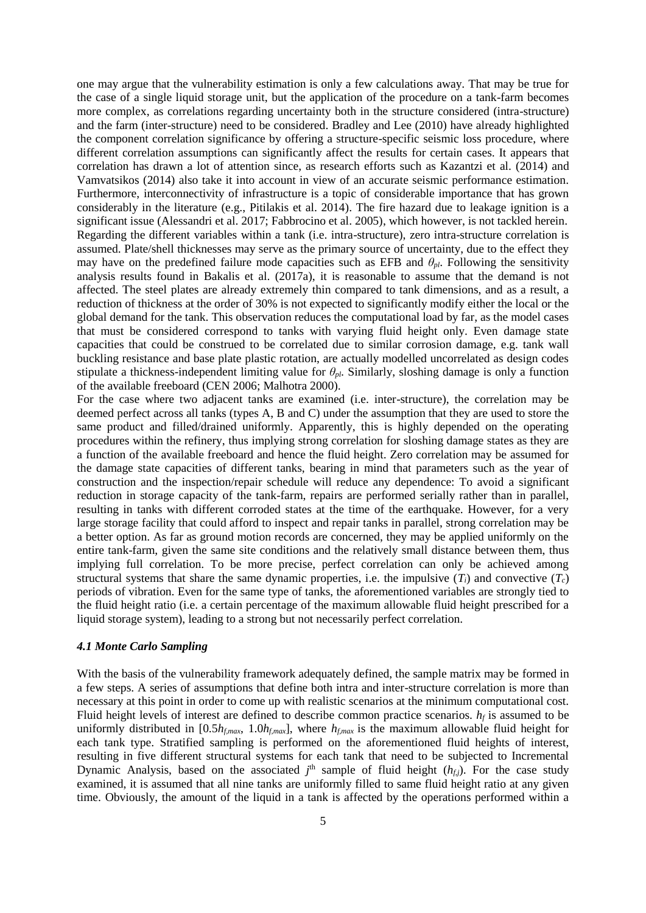one may argue that the vulnerability estimation is only a few calculations away. That may be true for the case of a single liquid storage unit, but the application of the procedure on a tank-farm becomes more complex, as correlations regarding uncertainty both in the structure considered (intra-structure) and the farm (inter-structure) need to be considered. Bradley and Lee (2010) have already highlighted the component correlation significance by offering a structure-specific seismic loss procedure, where different correlation assumptions can significantly affect the results for certain cases. It appears that correlation has drawn a lot of attention since, as research efforts such as Kazantzi et al. (2014) and Vamvatsikos (2014) also take it into account in view of an accurate seismic performance estimation. Furthermore, interconnectivity of infrastructure is a topic of considerable importance that has grown considerably in the literature (e.g., Pitilakis et al. 2014). The fire hazard due to leakage ignition is a significant issue (Alessandri et al. 2017; Fabbrocino et al. 2005), which however, is not tackled herein.

Regarding the different variables within a tank (i.e. intra-structure), zero intra-structure correlation is assumed. Plate/shell thicknesses may serve as the primary source of uncertainty, due to the effect they may have on the predefined failure mode capacities such as EFB and $\theta_{pl}$. Following the sensitivity analysis results found in Bakalis et al. (2017a), it is reasonable to assume that the demand is not affected. The steel plates are already extremely thin compared to tank dimensions, and as a result, a reduction of thickness at the order of 30% is not expected to significantly modify either the local or the global demand for the tank. This observation reduces the computational load by far, as the model cases that must be considered correspond to tanks with varying fluid height only. Even damage state capacities that could be construed to be correlated due to similar corrosion damage, e.g. tank wall buckling resistance and base plate plastic rotation, are actually modelled uncorrelated as design codes stipulate a thickness-independent limiting value for $\theta_{pl}$. Similarly, sloshing damage is only a function of the available freeboard (CEN 2006; Malhotra 2000).

For the case where two adjacent tanks are examined (i.e. inter-structure), the correlation may be deemed perfect across all tanks (types A, B and C) under the assumption that they are used to store the same product and filled/drained uniformly. Apparently, this is highly depended on the operating procedures within the refinery, thus implying strong correlation for sloshing damage states as they are a function of the available freeboard and hence the fluid height. Zero correlation may be assumed for the damage state capacities of different tanks, bearing in mind that parameters such as the year of construction and the inspection/repair schedule will reduce any dependence: To avoid a significant reduction in storage capacity of the tank-farm, repairs are performed serially rather than in parallel, resulting in tanks with different corroded states at the time of the earthquake. However, for a very large storage facility that could afford to inspect and repair tanks in parallel, strong correlation may be a better option. As far as ground motion records are concerned, they may be applied uniformly on the entire tank-farm, given the same site conditions and the relatively small distance between them, thus implying full correlation. To be more precise, perfect correlation can only be achieved among structural systems that share the same dynamic properties, i.e. the impulsive ($T_i$) and convective ($T_c$) periods of vibration. Even for the same type of tanks, the aforementioned variables are strongly tied to the fluid height ratio (i.e. a certain percentage of the maximum allowable fluid height prescribed for a liquid storage system), leading to a strong but not necessarily perfect correlation.

### *4.1 Monte Carlo Sampling*

With the basis of the vulnerability framework adequately defined, the sample matrix may be formed in a few steps. A series of assumptions that define both intra and inter-structure correlation is more than necessary at this point in order to come up with realistic scenarios at the minimum computational cost. Fluid height levels of interest are defined to describe common practice scenarios. $h_f$ is assumed to be uniformly distributed in $[0.5h_{f,max}, 1.0h_{f,max}]$, where $h_{f,max}$ is the maximum allowable fluid height for each tank type. Stratified sampling is performed on the aforementioned fluid heights of interest, resulting in five different structural systems for each tank that need to be subjected to Incremental Dynamic Analysis, based on the associated $j^{\text{th}}$ sample of fluid height ($h_{f,j}$). For the case study examined, it is assumed that all nine tanks are uniformly filled to same fluid height ratio at any given time. Obviously, the amount of the liquid in a tank is affected by the operations performed within a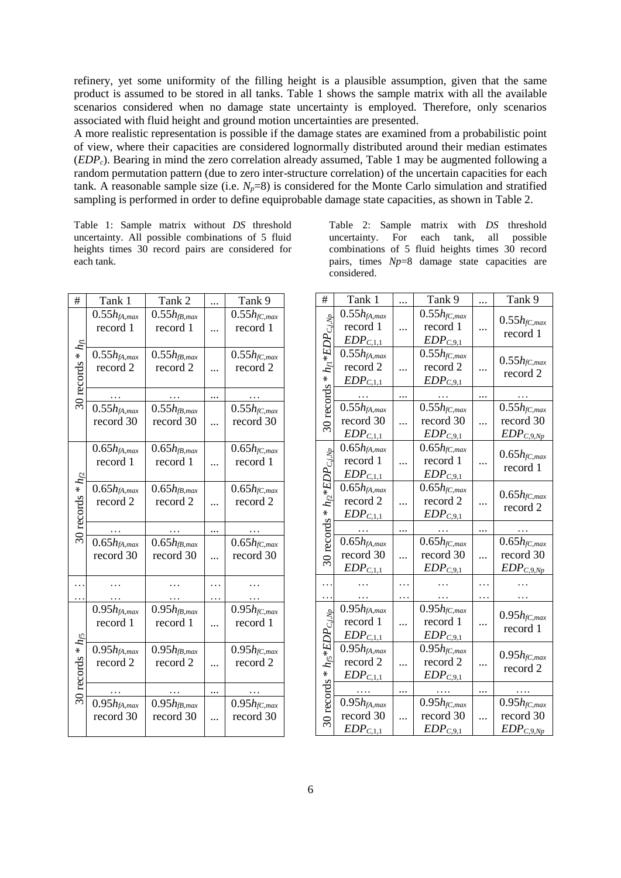refinery, yet some uniformity of the filling height is a plausible assumption, given that the same product is assumed to be stored in all tanks. Table 1 shows the sample matrix with all the available scenarios considered when no damage state uncertainty is employed. Therefore, only scenarios associated with fluid height and ground motion uncertainties are presented.

A more realistic representation is possible if the damage states are examined from a probabilistic point of view, where their capacities are considered lognormally distributed around their median estimates ($EDP_c$). Bearing in mind the zero correlation already assumed, Table 1 may be augmented following a random permutation pattern (due to zero inter-structure correlation) of the uncertain capacities for each tank. A reasonable sample size (i.e. $N_p$=8) is considered for the Monte Carlo simulation and stratified sampling is performed in order to define equiprobable damage state capacities, as shown in Table 2.

Table 1: Sample matrix without *DS* threshold uncertainty. All possible combinations of 5 fluid heights times 30 record pairs are considered for each tank.

| # | Tank 1 | Tank 2 | ... | Tank 9 |
|---|---|---|---|---|
| 30 records * $h_{f1}$ | $0.55h_{fA,max}$ record 1 | $0.55h_{fB,max}$ record 1 | ... | $0.55h_{fC,max}$ record 1 |
| | $0.55h_{fA,max}$ record 2 | $0.55h_{fB,max}$ record 2 | ... | $0.55h_{fC,max}$ record 2 |
| | … | … | ... | … |
| | $0.55h_{fA,max}$ record 30 | $0.55h_{fB,max}$ record 30 | ... | $0.55h_{fC,max}$ record 30 |
| 30 records * $h_{f2}$ | $0.65h_{fA,max}$ record 1 | $0.65h_{fB,max}$ record 1 | ... | $0.65h_{fC,max}$ record 1 |
| | $0.65h_{fA,max}$ record 2 | $0.65h_{fB,max}$ record 2 | ... | $0.65h_{fC,max}$ record 2 |
| | … | … | ... | … |
| | $0.65h_{fA,max}$ record 30 | $0.65h_{fB,max}$ record 30 | ... | $0.65h_{fC,max}$ record 30 |
| … | … | … | … | … |
| … | … | … | … | … |
| 30 records * $h_{f5}$ | $0.95h_{fA,max}$ record 1 | $0.95h_{fB,max}$ record 1 | ... | $0.95h_{fC,max}$ record 1 |
| | $0.95h_{fA,max}$ record 2 | $0.95h_{fB,max}$ record 2 | ... | $0.95h_{fC,max}$ record 2 |
| | … | … | ... | … |
| | $0.95h_{fA,max}$ record 30 | $0.95h_{fB,max}$ record 30 | ... | $0.95h_{fC,max}$ record 30 |

Table 2: Sample matrix with *DS* threshold uncertainty. For each tank, all possible combinations of 5 fluid heights times 30 record pairs, times *Np*=8 damage state capacities are considered.

| # | Tank 1 | ... | Tank 9 | ... | Tank 9 |
|---|---|---|---|---|---|
| 30 records * $h_{f1}$*$EDP_{C,i,Np}$ | $0.55h_{fA,max}$ record 1 $EDP_{C,1,1}$ | ... | $0.55h_{fC,max}$ record 1 $EDP_{C,9,1}$ | ... | $0.55h_{fC,max}$ record 1 |
| | $0.55h_{fA,max}$ record 2 $EDP_{C,1,1}$ | ... | $0.55h_{fC,max}$ record 2 $EDP_{C,9,1}$ | ... | $0.55h_{fC,max}$ record 2 |
| | … | ... | … | ... | … |
| | $0.55h_{fA,max}$ record 30 $EDP_{C,1,1}$ | ... | $0.55h_{fC,max}$ record 30 $EDP_{C,9,1}$ | ... | $0.55h_{fC,max}$ record 30 $EDP_{C,9,Np}$ |
| 30 records * $h_{f2}$*$EDP_{C,i,Np}$ | $0.65h_{fA,max}$ record 1 $EDP_{C,1,1}$ | ... | $0.65h_{fC,max}$ record 1 $EDP_{C,9,1}$ | ... | $0.65h_{fC,max}$ record 1 |
| | $0.65h_{fA,max}$ record 2 $EDP_{C,1,1}$ | ... | $0.65h_{fC,max}$ record 2 $EDP_{C,9,1}$ | ... | $0.65h_{fC,max}$ record 2 |
| | … | ... | … | ... | … |
| | $0.65h_{fA,max}$ record 30 $EDP_{C,1,1}$ | ... | $0.65h_{fC,max}$ record 30 $EDP_{C,9,1}$ | ... | $0.65h_{fC,max}$ record 30 $EDP_{C,9,Np}$ |
| … | … | … | … | … | … |
| … | … | … | … | … | … |
| 30 records * $h_{f5}$*$EDP_{C,i,Np}$ | $0.95h_{fA,max}$ record 1 $EDP_{C,1,1}$ | ... | $0.95h_{fC,max}$ record 1 $EDP_{C,9,1}$ | ... | $0.95h_{fC,max}$ record 1 |
| | $0.95h_{fA,max}$ record 2 $EDP_{C,1,1}$ | ... | $0.95h_{fC,max}$ record 2 $EDP_{C,9,1}$ | ... | $0.95h_{fC,max}$ record 2 |
| | …. | ... | …. | ... | …. |
| | $0.95h_{fA,max}$ record 30 $EDP_{C,1,1}$ | ... | $0.95h_{fC,max}$ record 30 $EDP_{C,9,1}$ | ... | $0.95h_{fC,max}$ record 30 $EDP_{C,9,Np}$ |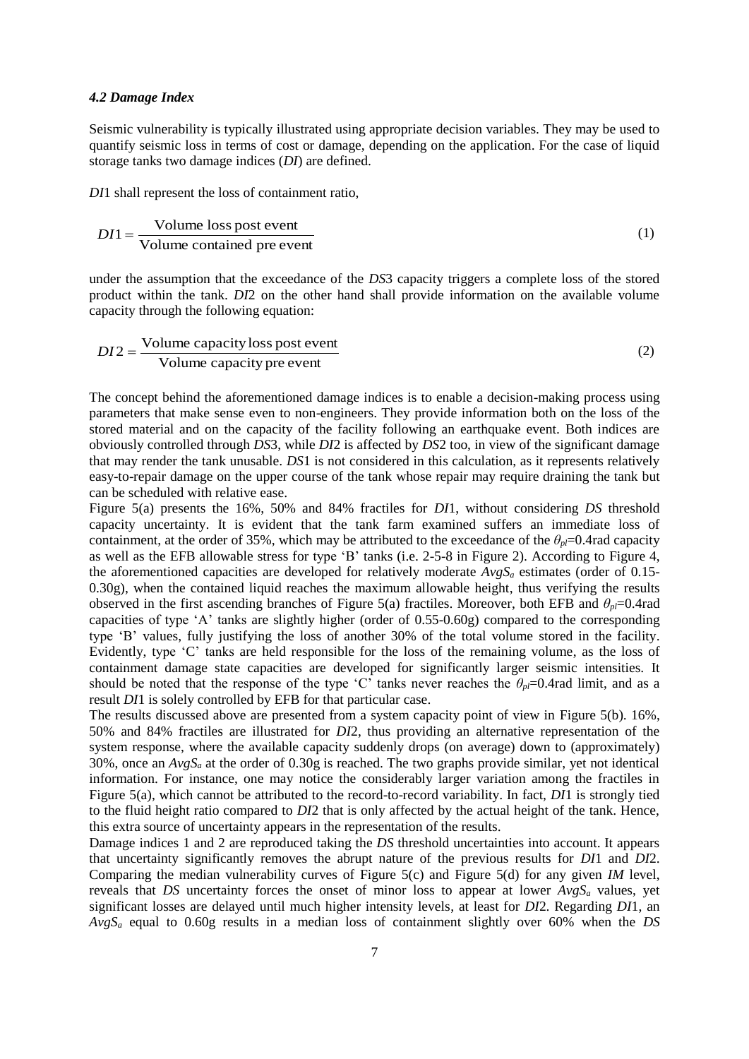#### *4.2 Damage Index*

Seismic vulnerability is typically illustrated using appropriate decision variables. They may be used to quantify seismic loss in terms of cost or damage, depending on the application. For the case of liquid storage tanks two damage indices (*DI*) are defined.

*DI*1 shall represent the loss of containment ratio,

$$DI1 = \frac{\text{Volume loss post event}}{\text{Volume contained pre event}} \tag{1}$$

under the assumption that the exceedance of the *DS*3 capacity triggers a complete loss of the stored product within the tank. *DI*2 on the other hand shall provide information on the available volume capacity through the following equation:

$$DI2 = \frac{\text{Volume capacity loss post event}}{\text{Volume capacity pre event}} \tag{2}$$

The concept behind the aforementioned damage indices is to enable a decision-making process using parameters that make sense even to non-engineers. They provide information both on the loss of the stored material and on the capacity of the facility following an earthquake event. Both indices are obviously controlled through *DS*3, while *DI*2 is affected by *DS*2 too, in view of the significant damage that may render the tank unusable. *DS*1 is not considered in this calculation, as it represents relatively easy-to-repair damage on the upper course of the tank whose repair may require draining the tank but can be scheduled with relative ease.

Figure 5(a) presents the 16%, 50% and 84% fractiles for *DI*1, without considering *DS* threshold capacity uncertainty. It is evident that the tank farm examined suffers an immediate loss of containment, at the order of 35%, which may be attributed to the exceedance of the $\theta_{pl}$=0.4rad capacity as well as the EFB allowable stress for type 'B' tanks (i.e. 2-5-8 in Figure 2). According to Figure 4, the aforementioned capacities are developed for relatively moderate $AvgS_a$ estimates (order of 0.15-0.30g), when the contained liquid reaches the maximum allowable height, thus verifying the results observed in the first ascending branches of Figure 5(a) fractiles. Moreover, both EFB and $\theta_{pl}$=0.4rad capacities of type 'A' tanks are slightly higher (order of 0.55-0.60g) compared to the corresponding type 'B' values, fully justifying the loss of another 30% of the total volume stored in the facility. Evidently, type 'C' tanks are held responsible for the loss of the remaining volume, as the loss of containment damage state capacities are developed for significantly larger seismic intensities. It should be noted that the response of the type 'C' tanks never reaches the $\theta_{pl}$=0.4rad limit, and as a result *DI*1 is solely controlled by EFB for that particular case.

The results discussed above are presented from a system capacity point of view in Figure 5(b). 16%, 50% and 84% fractiles are illustrated for *DI*2, thus providing an alternative representation of the system response, where the available capacity suddenly drops (on average) down to (approximately) 30%, once an $AvgS_a$ at the order of 0.30g is reached. The two graphs provide similar, yet not identical information. For instance, one may notice the considerably larger variation among the fractiles in Figure 5(a), which cannot be attributed to the record-to-record variability. In fact, *DI*1 is strongly tied to the fluid height ratio compared to *DI*2 that is only affected by the actual height of the tank. Hence, this extra source of uncertainty appears in the representation of the results.

Damage indices 1 and 2 are reproduced taking the *DS* threshold uncertainties into account. It appears that uncertainty significantly removes the abrupt nature of the previous results for *DI*1 and *DI*2. Comparing the median vulnerability curves of Figure 5(c) and Figure 5(d) for any given *IM* level, reveals that *DS* uncertainty forces the onset of minor loss to appear at lower $AvgS_a$ values, yet significant losses are delayed until much higher intensity levels, at least for *DI*2. Regarding *DI*1, an $AvgS_a$ equal to 0.60g results in a median loss of containment slightly over 60% when the *DS*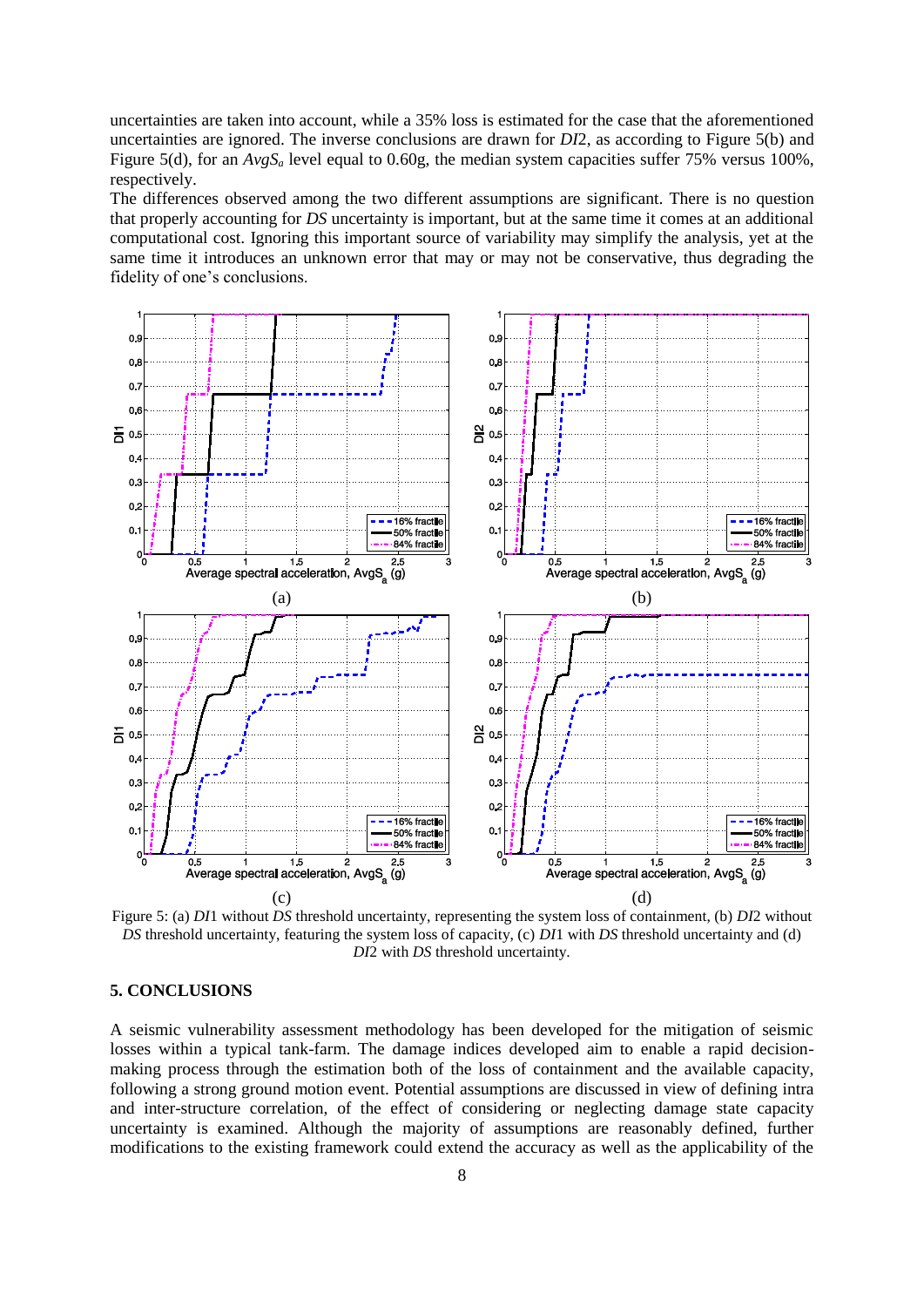uncertainties are taken into account, while a 35% loss is estimated for the case that the aforementioned uncertainties are ignored. The inverse conclusions are drawn for *DI*2, as according to Figure 5(b) and Figure 5(d), for an $AvgS_a$ level equal to 0.60g, the median system capacities suffer 75% versus 100%, respectively.

The differences observed among the two different assumptions are significant. There is no question that properly accounting for *DS* uncertainty is important, but at the same time it comes at an additional computational cost. Ignoring this important source of variability may simplify the analysis, yet at the same time it introduces an unknown error that may or may not be conservative, thus degrading the fidelity of one's conclusions.

Figure 5: (a) *DI*1 without *DS* threshold uncertainty, representing the system loss of containment, (b) *DI*2 without *DS* threshold uncertainty, featuring the system loss of capacity, (c) *DI*1 with *DS* threshold uncertainty and (d) *DI*2 with *DS* threshold uncertainty.

## 5. CONCLUSIONS

A seismic vulnerability assessment methodology has been developed for the mitigation of seismic losses within a typical tank-farm. The damage indices developed aim to enable a rapid decision-making process through the estimation both of the loss of containment and the available capacity, following a strong ground motion event. Potential assumptions are discussed in view of defining intra and inter-structure correlation, of the effect of considering or neglecting damage state capacity uncertainty is examined. Although the majority of assumptions are reasonably defined, further modifications to the existing framework could extend the accuracy as well as the applicability of the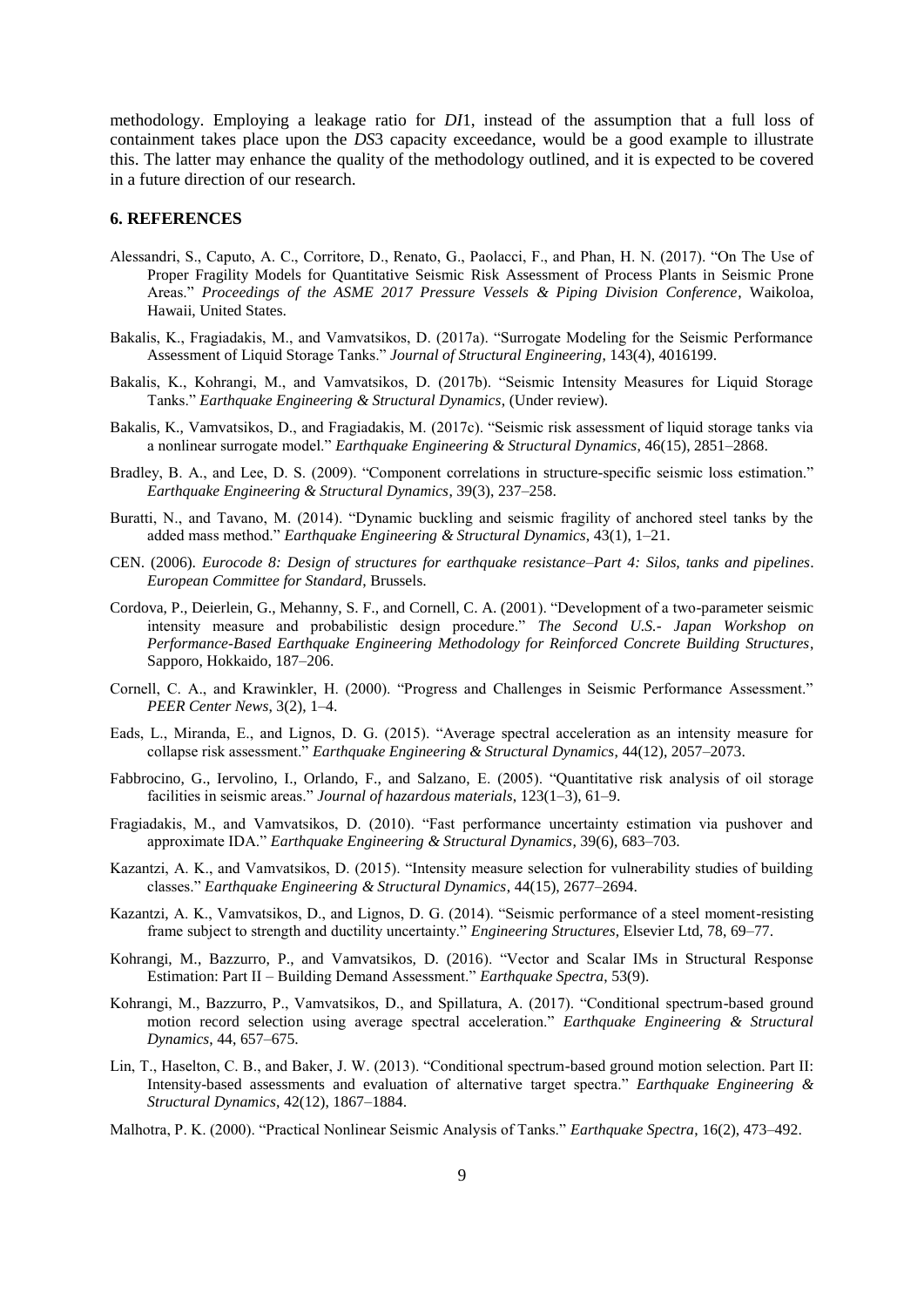methodology. Employing a leakage ratio for *DI*1, instead of the assumption that a full loss of containment takes place upon the *DS*3 capacity exceedance, would be a good example to illustrate this. The latter may enhance the quality of the methodology outlined, and it is expected to be covered in a future direction of our research.

## 6. REFERENCES

Alessandri, S., Caputo, A. C., Corritore, D., Renato, G., Paolacci, F., and Phan, H. N. (2017). "On The Use of Proper Fragility Models for Quantitative Seismic Risk Assessment of Process Plants in Seismic Prone Areas." *Proceedings of the ASME 2017 Pressure Vessels & Piping Division Conference*, Waikoloa, Hawaii, United States.

Bakalis, K., Fragiadakis, M., and Vamvatsikos, D. (2017a). "Surrogate Modeling for the Seismic Performance Assessment of Liquid Storage Tanks." *Journal of Structural Engineering*, 143(4), 4016199.

Bakalis, K., Kohrangi, M., and Vamvatsikos, D. (2017b). "Seismic Intensity Measures for Liquid Storage Tanks." *Earthquake Engineering & Structural Dynamics*, (Under review).

Bakalis, K., Vamvatsikos, D., and Fragiadakis, M. (2017c). "Seismic risk assessment of liquid storage tanks via a nonlinear surrogate model." *Earthquake Engineering & Structural Dynamics*, 46(15), 2851–2868.

Bradley, B. A., and Lee, D. S. (2009). "Component correlations in structure-specific seismic loss estimation." *Earthquake Engineering & Structural Dynamics*, 39(3), 237–258.

Buratti, N., and Tavano, M. (2014). "Dynamic buckling and seismic fragility of anchored steel tanks by the added mass method." *Earthquake Engineering & Structural Dynamics*, 43(1), 1–21.

CEN. (2006). *Eurocode 8: Design of structures for earthquake resistance–Part 4: Silos, tanks and pipelines*. *European Committee for Standard*, Brussels.

Cordova, P., Deierlein, G., Mehanny, S. F., and Cornell, C. A. (2001). "Development of a two-parameter seismic intensity measure and probabilistic design procedure." *The Second U.S.- Japan Workshop on Performance-Based Earthquake Engineering Methodology for Reinforced Concrete Building Structures*, Sapporo, Hokkaido, 187–206.

Cornell, C. A., and Krawinkler, H. (2000). "Progress and Challenges in Seismic Performance Assessment." *PEER Center News*, 3(2), 1–4.

Eads, L., Miranda, E., and Lignos, D. G. (2015). "Average spectral acceleration as an intensity measure for collapse risk assessment." *Earthquake Engineering & Structural Dynamics*, 44(12), 2057–2073.

Fabbrocino, G., Iervolino, I., Orlando, F., and Salzano, E. (2005). "Quantitative risk analysis of oil storage facilities in seismic areas." *Journal of hazardous materials*, 123(1–3), 61–9.

Fragiadakis, M., and Vamvatsikos, D. (2010). "Fast performance uncertainty estimation via pushover and approximate IDA." *Earthquake Engineering & Structural Dynamics*, 39(6), 683–703.

Kazantzi, A. K., and Vamvatsikos, D. (2015). "Intensity measure selection for vulnerability studies of building classes." *Earthquake Engineering & Structural Dynamics*, 44(15), 2677–2694.

Kazantzi, A. K., Vamvatsikos, D., and Lignos, D. G. (2014). "Seismic performance of a steel moment-resisting frame subject to strength and ductility uncertainty." *Engineering Structures*, Elsevier Ltd, 78, 69–77.

Kohrangi, M., Bazzurro, P., and Vamvatsikos, D. (2016). "Vector and Scalar IMs in Structural Response Estimation: Part II – Building Demand Assessment." *Earthquake Spectra*, 53(9).

Kohrangi, M., Bazzurro, P., Vamvatsikos, D., and Spillatura, A. (2017). "Conditional spectrum-based ground motion record selection using average spectral acceleration." *Earthquake Engineering & Structural Dynamics*, 44, 657–675.

Lin, T., Haselton, C. B., and Baker, J. W. (2013). "Conditional spectrum-based ground motion selection. Part II: Intensity-based assessments and evaluation of alternative target spectra." *Earthquake Engineering & Structural Dynamics*, 42(12), 1867–1884.

Malhotra, P. K. (2000). "Practical Nonlinear Seismic Analysis of Tanks." *Earthquake Spectra*, 16(2), 473–492.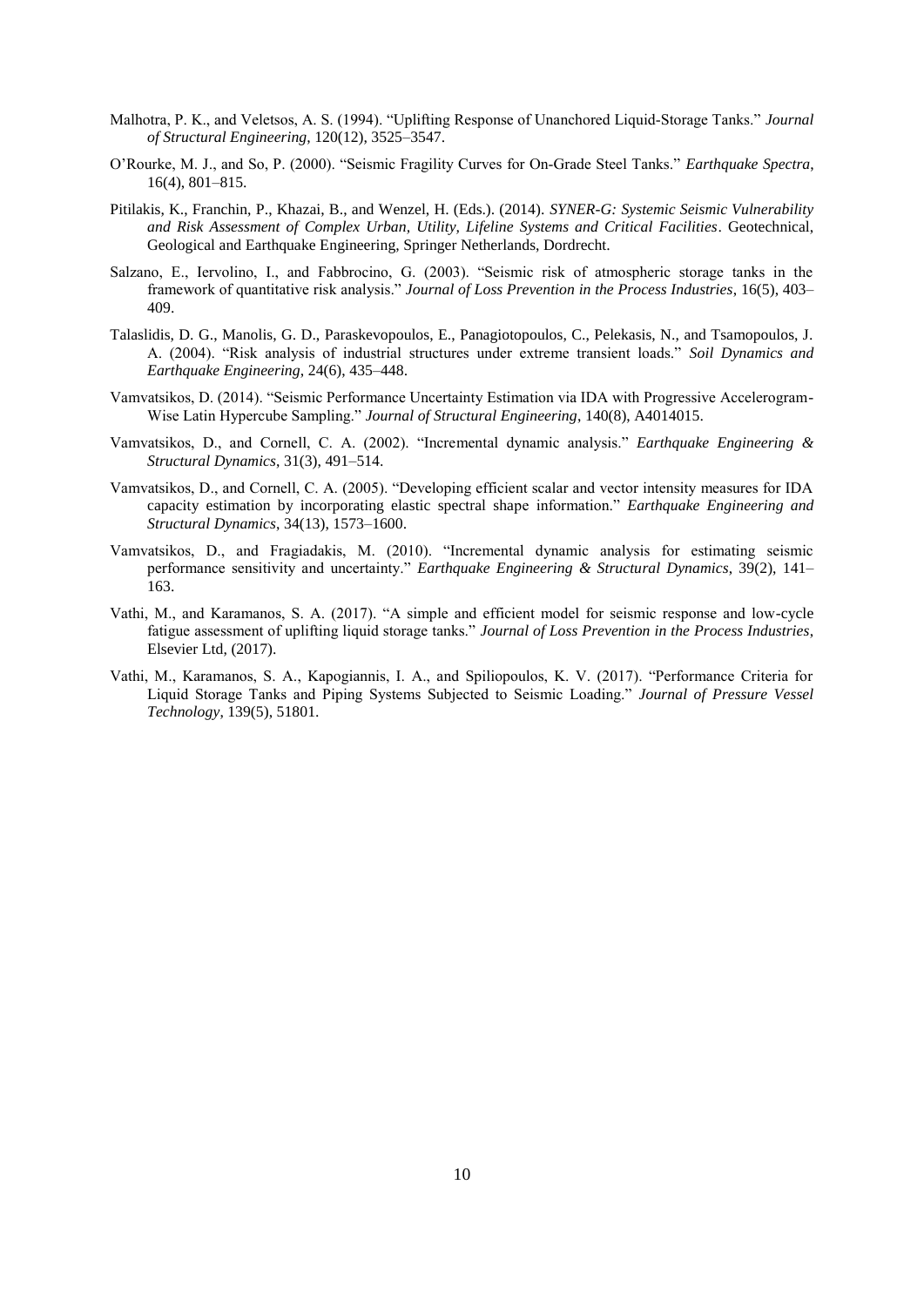Malhotra, P. K., and Veletsos, A. S. (1994). "Uplifting Response of Unanchored Liquid-Storage Tanks." *Journal of Structural Engineering*, 120(12), 3525–3547.

O'Rourke, M. J., and So, P. (2000). "Seismic Fragility Curves for On-Grade Steel Tanks." *Earthquake Spectra*, 16(4), 801–815.

Pitilakis, K., Franchin, P., Khazai, B., and Wenzel, H. (Eds.). (2014). *SYNER-G: Systemic Seismic Vulnerability and Risk Assessment of Complex Urban, Utility, Lifeline Systems and Critical Facilities*. Geotechnical, Geological and Earthquake Engineering, Springer Netherlands, Dordrecht.

Salzano, E., Iervolino, I., and Fabbrocino, G. (2003). "Seismic risk of atmospheric storage tanks in the framework of quantitative risk analysis." *Journal of Loss Prevention in the Process Industries*, 16(5), 403–409.

Talaslidis, D. G., Manolis, G. D., Paraskevopoulos, E., Panagiotopoulos, C., Pelekasis, N., and Tsamopoulos, J. A. (2004). "Risk analysis of industrial structures under extreme transient loads." *Soil Dynamics and Earthquake Engineering*, 24(6), 435–448.

Vamvatsikos, D. (2014). "Seismic Performance Uncertainty Estimation via IDA with Progressive Accelerogram-Wise Latin Hypercube Sampling." *Journal of Structural Engineering*, 140(8), A4014015.

Vamvatsikos, D., and Cornell, C. A. (2002). "Incremental dynamic analysis." *Earthquake Engineering & Structural Dynamics*, 31(3), 491–514.

Vamvatsikos, D., and Cornell, C. A. (2005). "Developing efficient scalar and vector intensity measures for IDA capacity estimation by incorporating elastic spectral shape information." *Earthquake Engineering and Structural Dynamics*, 34(13), 1573–1600.

Vamvatsikos, D., and Fragiadakis, M. (2010). "Incremental dynamic analysis for estimating seismic performance sensitivity and uncertainty." *Earthquake Engineering & Structural Dynamics*, 39(2), 141–163.

Vathi, M., and Karamanos, S. A. (2017). "A simple and efficient model for seismic response and low-cycle fatigue assessment of uplifting liquid storage tanks." *Journal of Loss Prevention in the Process Industries*, Elsevier Ltd, (2017).

Vathi, M., Karamanos, S. A., Kapogiannis, I. A., and Spiliopoulos, K. V. (2017). "Performance Criteria for Liquid Storage Tanks and Piping Systems Subjected to Seismic Loading." *Journal of Pressure Vessel Technology*, 139(5), 51801.